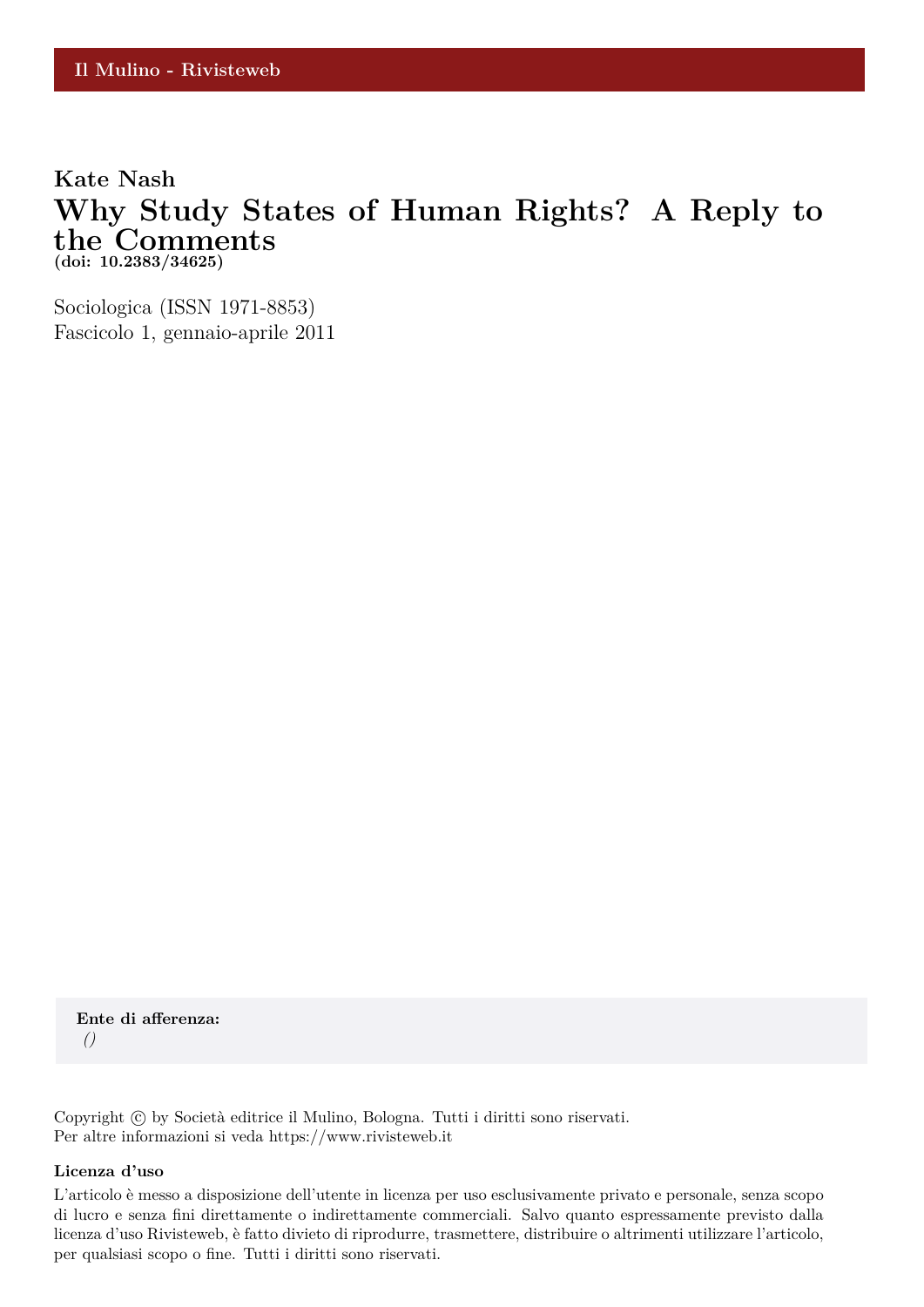Il Mulino - Rivisteweb

**Kate Nash**

# Why Study States of Human Rights? A Reply to the Comments

**(doi: 10.2383/34625)**

Sociologica (ISSN 1971-8853)
Fascicolo 1, gennaio-aprile 2011

**Ente di afferenza:**
*()*

Copyright © by Società editrice il Mulino, Bologna. Tutti i diritti sono riservati.
Per altre informazioni si veda https://www.rivisteweb.it

**Licenza d'uso**

L'articolo è messo a disposizione dell'utente in licenza per uso esclusivamente privato e personale, senza scopo di lucro e senza fini direttamente o indirettamente commerciali. Salvo quanto espressamente previsto dalla licenza d'uso Rivisteweb, è fatto divieto di riprodurre, trasmettere, distribuire o altrimenti utilizzare l'articolo, per qualsiasi scopo o fine. Tutti i diritti sono riservati.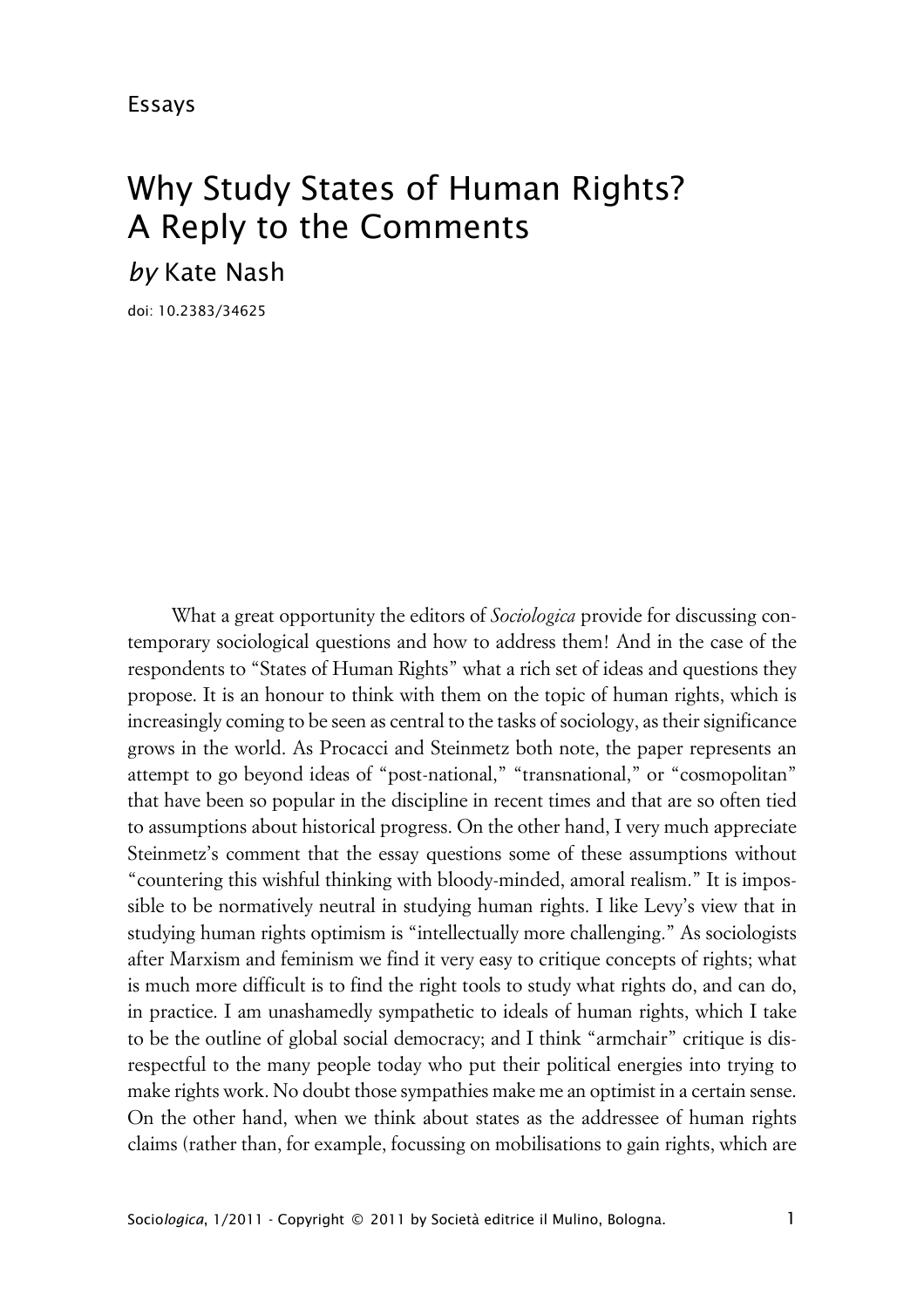Essays

# Why Study States of Human Rights? A Reply to the Comments

*by* Kate Nash

doi: 10.2383/34625

What a great opportunity the editors of *Sociologica* provide for discussing contemporary sociological questions and how to address them! And in the case of the respondents to "States of Human Rights" what a rich set of ideas and questions they propose. It is an honour to think with them on the topic of human rights, which is increasingly coming to be seen as central to the tasks of sociology, as their significance grows in the world. As Procacci and Steinmetz both note, the paper represents an attempt to go beyond ideas of "post-national," "transnational," or "cosmopolitan" that have been so popular in the discipline in recent times and that are so often tied to assumptions about historical progress. On the other hand, I very much appreciate Steinmetz's comment that the essay questions some of these assumptions without "countering this wishful thinking with bloody-minded, amoral realism." It is impossible to be normatively neutral in studying human rights. I like Levy's view that in studying human rights optimism is "intellectually more challenging." As sociologists after Marxism and feminism we find it very easy to critique concepts of rights; what is much more difficult is to find the right tools to study what rights do, and can do, in practice. I am unashamedly sympathetic to ideals of human rights, which I take to be the outline of global social democracy; and I think "armchair" critique is disrespectful to the many people today who put their political energies into trying to make rights work. No doubt those sympathies make me an optimist in a certain sense. On the other hand, when we think about states as the addressee of human rights claims (rather than, for example, focussing on mobilisations to gain rights, which are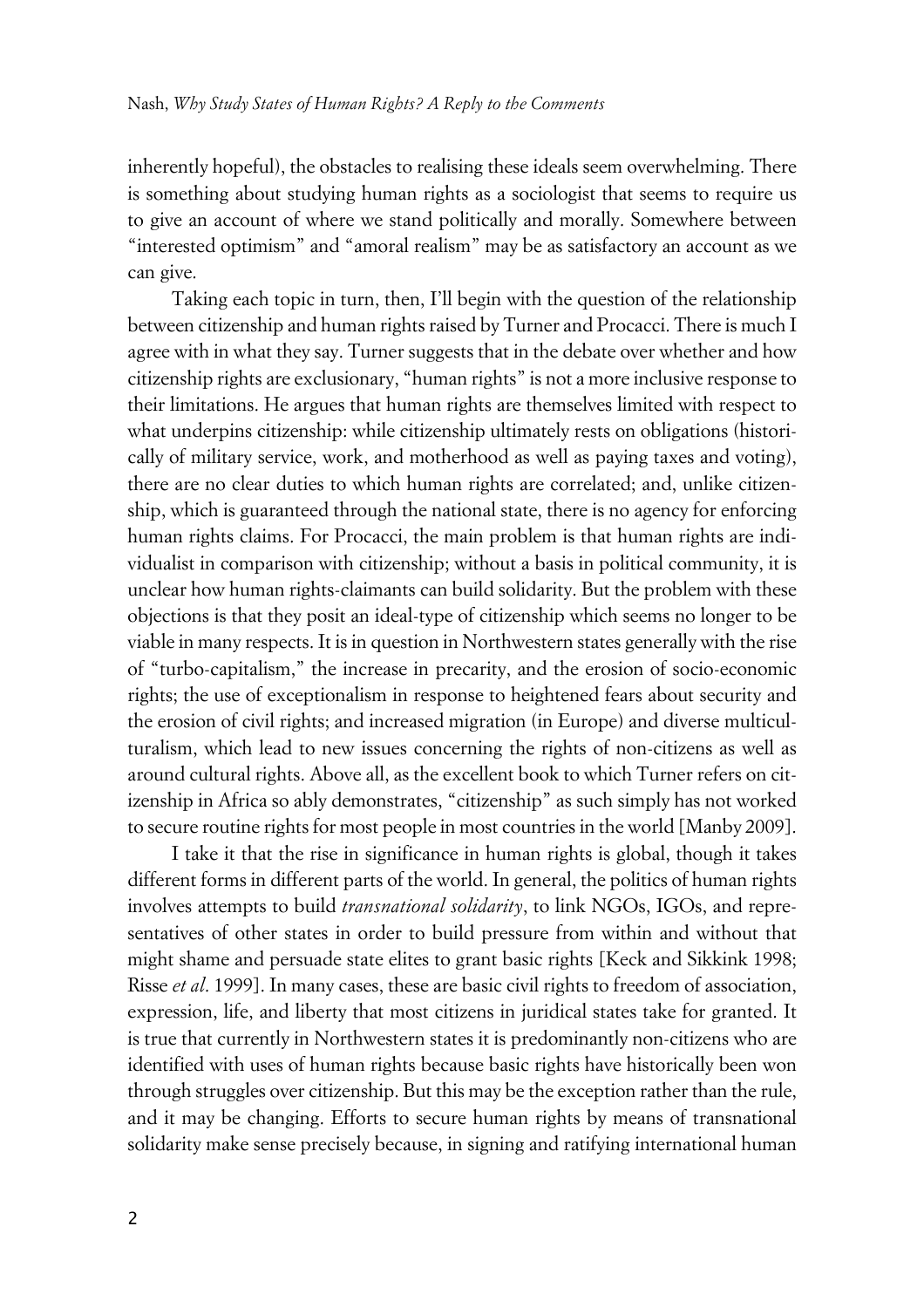inherently hopeful), the obstacles to realising these ideals seem overwhelming. There is something about studying human rights as a sociologist that seems to require us to give an account of where we stand politically and morally. Somewhere between "interested optimism" and "amoral realism" may be as satisfactory an account as we can give.

Taking each topic in turn, then, I'll begin with the question of the relationship between citizenship and human rights raised by Turner and Procacci. There is much I agree with in what they say. Turner suggests that in the debate over whether and how citizenship rights are exclusionary, "human rights" is not a more inclusive response to their limitations. He argues that human rights are themselves limited with respect to what underpins citizenship: while citizenship ultimately rests on obligations (historically of military service, work, and motherhood as well as paying taxes and voting), there are no clear duties to which human rights are correlated; and, unlike citizenship, which is guaranteed through the national state, there is no agency for enforcing human rights claims. For Procacci, the main problem is that human rights are individualist in comparison with citizenship; without a basis in political community, it is unclear how human rights-claimants can build solidarity. But the problem with these objections is that they posit an ideal-type of citizenship which seems no longer to be viable in many respects. It is in question in Northwestern states generally with the rise of "turbo-capitalism," the increase in precarity, and the erosion of socio-economic rights; the use of exceptionalism in response to heightened fears about security and the erosion of civil rights; and increased migration (in Europe) and diverse multiculturalism, which lead to new issues concerning the rights of non-citizens as well as around cultural rights. Above all, as the excellent book to which Turner refers on citizenship in Africa so ably demonstrates, "citizenship" as such simply has not worked to secure routine rights for most people in most countries in the world [Manby 2009].

I take it that the rise in significance in human rights is global, though it takes different forms in different parts of the world. In general, the politics of human rights involves attempts to build *transnational solidarity*, to link NGOs, IGOs, and representatives of other states in order to build pressure from within and without that might shame and persuade state elites to grant basic rights [Keck and Sikkink 1998; Risse *et al*. 1999]. In many cases, these are basic civil rights to freedom of association, expression, life, and liberty that most citizens in juridical states take for granted. It is true that currently in Northwestern states it is predominantly non-citizens who are identified with uses of human rights because basic rights have historically been won through struggles over citizenship. But this may be the exception rather than the rule, and it may be changing. Efforts to secure human rights by means of transnational solidarity make sense precisely because, in signing and ratifying international human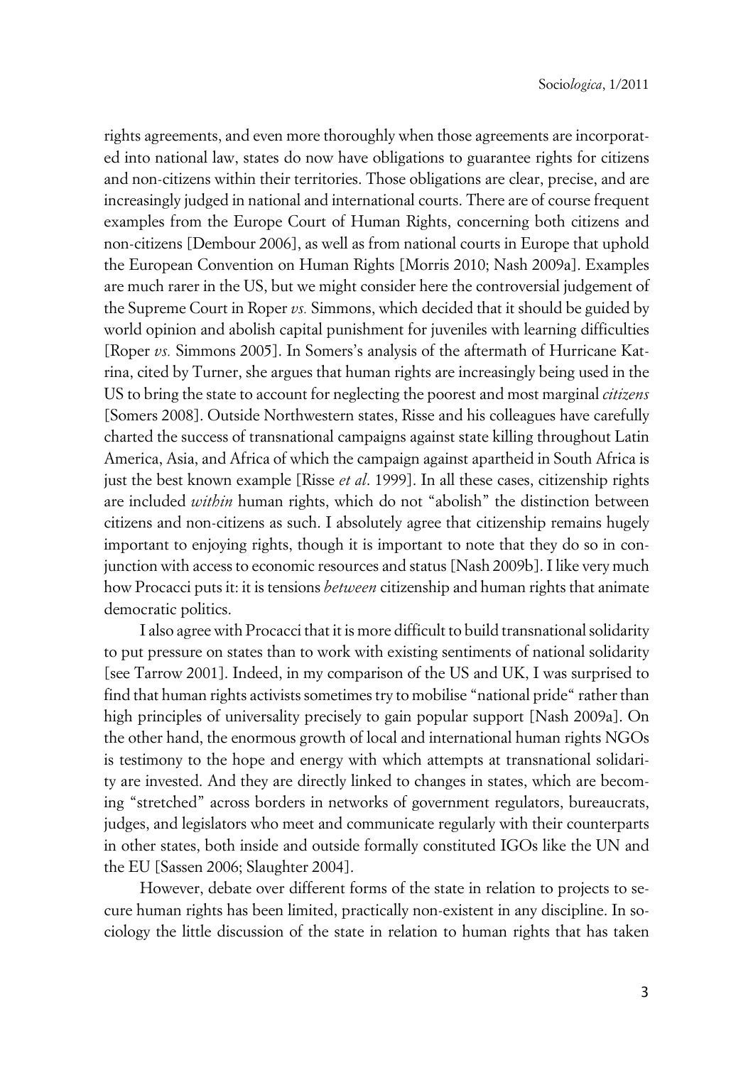rights agreements, and even more thoroughly when those agreements are incorporated into national law, states do now have obligations to guarantee rights for citizens and non-citizens within their territories. Those obligations are clear, precise, and are increasingly judged in national and international courts. There are of course frequent examples from the Europe Court of Human Rights, concerning both citizens and non-citizens [Dembour 2006], as well as from national courts in Europe that uphold the European Convention on Human Rights [Morris 2010; Nash 2009a]. Examples are much rarer in the US, but we might consider here the controversial judgement of the Supreme Court in Roper *vs.* Simmons, which decided that it should be guided by world opinion and abolish capital punishment for juveniles with learning difficulties [Roper *vs.* Simmons 2005]. In Somers's analysis of the aftermath of Hurricane Katrina, cited by Turner, she argues that human rights are increasingly being used in the US to bring the state to account for neglecting the poorest and most marginal *citizens* [Somers 2008]. Outside Northwestern states, Risse and his colleagues have carefully charted the success of transnational campaigns against state killing throughout Latin America, Asia, and Africa of which the campaign against apartheid in South Africa is just the best known example [Risse *et al*. 1999]. In all these cases, citizenship rights are included *within* human rights, which do not "abolish" the distinction between citizens and non-citizens as such. I absolutely agree that citizenship remains hugely important to enjoying rights, though it is important to note that they do so in conjunction with access to economic resources and status [Nash 2009b]. I like very much how Procacci puts it: it is tensions *between* citizenship and human rights that animate democratic politics.

I also agree with Procacci that it is more difficult to build transnational solidarity to put pressure on states than to work with existing sentiments of national solidarity [see Tarrow 2001]. Indeed, in my comparison of the US and UK, I was surprised to find that human rights activists sometimes try to mobilise "national pride" rather than high principles of universality precisely to gain popular support [Nash 2009a]. On the other hand, the enormous growth of local and international human rights NGOs is testimony to the hope and energy with which attempts at transnational solidarity are invested. And they are directly linked to changes in states, which are becoming "stretched" across borders in networks of government regulators, bureaucrats, judges, and legislators who meet and communicate regularly with their counterparts in other states, both inside and outside formally constituted IGOs like the UN and the EU [Sassen 2006; Slaughter 2004].

However, debate over different forms of the state in relation to projects to secure human rights has been limited, practically non-existent in any discipline. In sociology the little discussion of the state in relation to human rights that has taken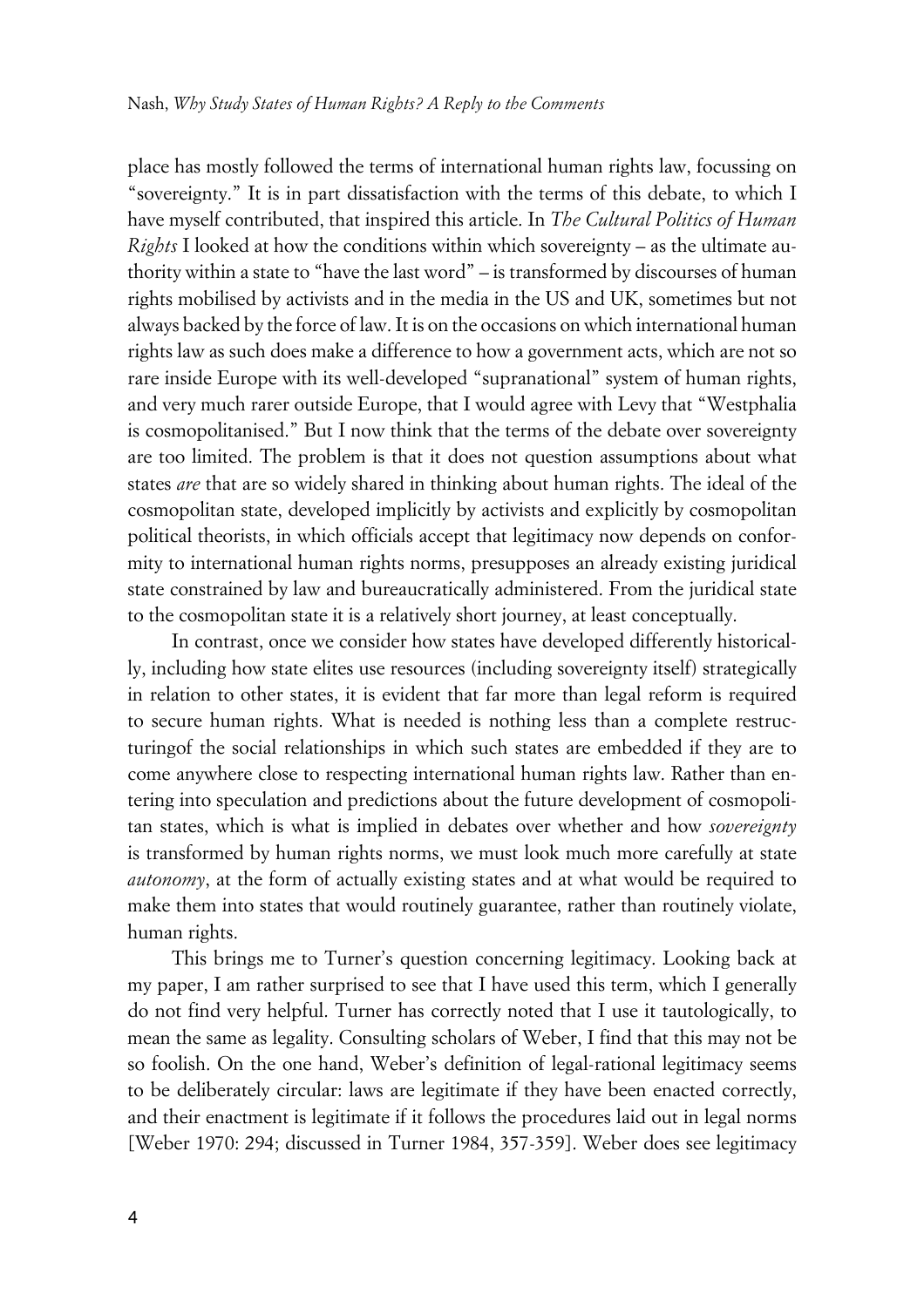place has mostly followed the terms of international human rights law, focussing on "sovereignty." It is in part dissatisfaction with the terms of this debate, to which I have myself contributed, that inspired this article. In *The Cultural Politics of Human Rights* I looked at how the conditions within which sovereignty – as the ultimate authority within a state to "have the last word" – is transformed by discourses of human rights mobilised by activists and in the media in the US and UK, sometimes but not always backed by the force of law. It is on the occasions on which international human rights law as such does make a difference to how a government acts, which are not so rare inside Europe with its well-developed "supranational" system of human rights, and very much rarer outside Europe, that I would agree with Levy that "Westphalia is cosmopolitanised." But I now think that the terms of the debate over sovereignty are too limited. The problem is that it does not question assumptions about what states *are* that are so widely shared in thinking about human rights. The ideal of the cosmopolitan state, developed implicitly by activists and explicitly by cosmopolitan political theorists, in which officials accept that legitimacy now depends on conformity to international human rights norms, presupposes an already existing juridical state constrained by law and bureaucratically administered. From the juridical state to the cosmopolitan state it is a relatively short journey, at least conceptually.

In contrast, once we consider how states have developed differently historically, including how state elites use resources (including sovereignty itself) strategically in relation to other states, it is evident that far more than legal reform is required to secure human rights. What is needed is nothing less than a complete restructuringof the social relationships in which such states are embedded if they are to come anywhere close to respecting international human rights law. Rather than entering into speculation and predictions about the future development of cosmopolitan states, which is what is implied in debates over whether and how *sovereignty* is transformed by human rights norms, we must look much more carefully at state *autonomy*, at the form of actually existing states and at what would be required to make them into states that would routinely guarantee, rather than routinely violate, human rights.

This brings me to Turner's question concerning legitimacy. Looking back at my paper, I am rather surprised to see that I have used this term, which I generally do not find very helpful. Turner has correctly noted that I use it tautologically, to mean the same as legality. Consulting scholars of Weber, I find that this may not be so foolish. On the one hand, Weber's definition of legal-rational legitimacy seems to be deliberately circular: laws are legitimate if they have been enacted correctly, and their enactment is legitimate if it follows the procedures laid out in legal norms [Weber 1970: 294; discussed in Turner 1984, 357-359]. Weber does see legitimacy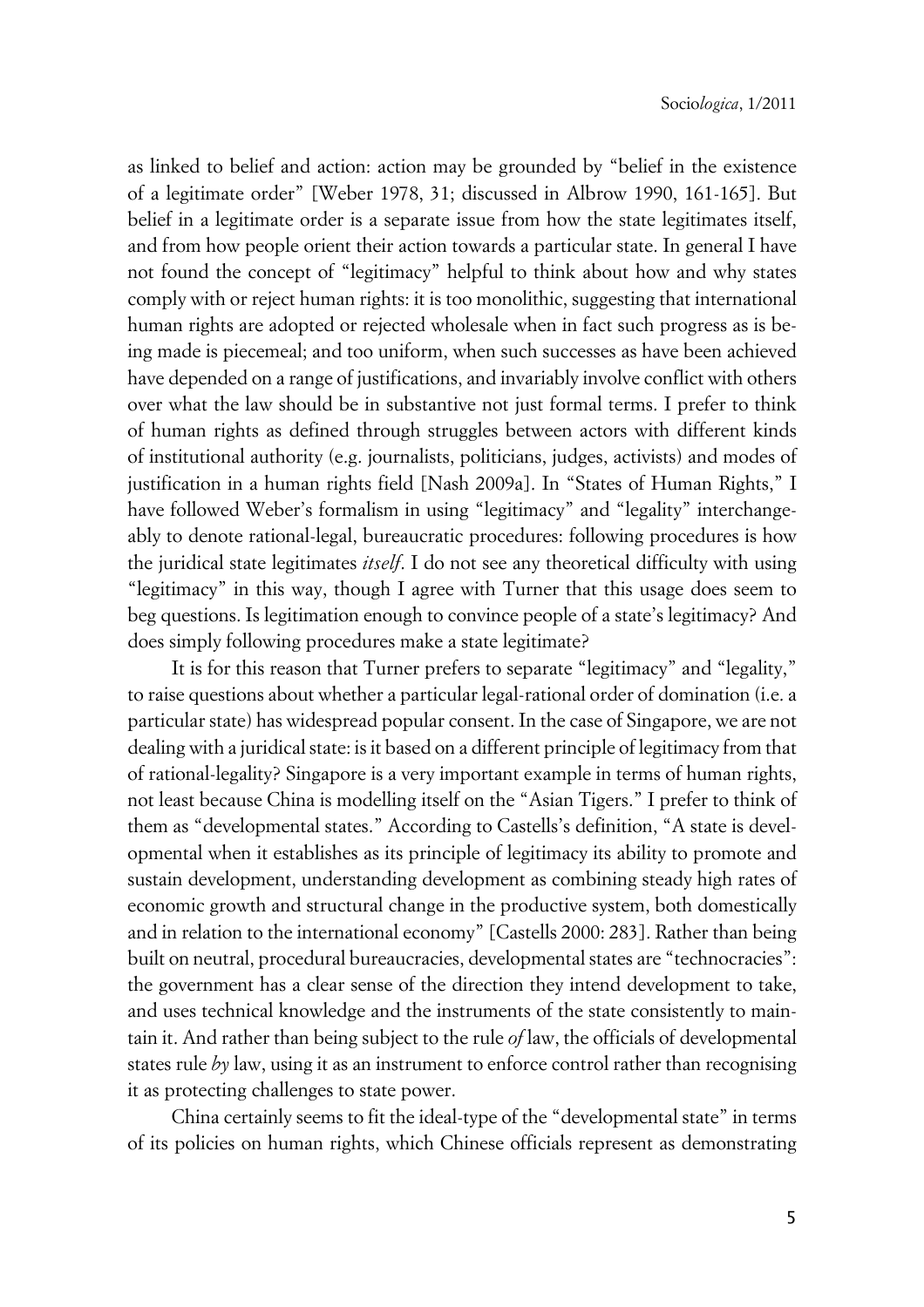as linked to belief and action: action may be grounded by "belief in the existence of a legitimate order" [Weber 1978, 31; discussed in Albrow 1990, 161-165]. But belief in a legitimate order is a separate issue from how the state legitimates itself, and from how people orient their action towards a particular state. In general I have not found the concept of "legitimacy" helpful to think about how and why states comply with or reject human rights: it is too monolithic, suggesting that international human rights are adopted or rejected wholesale when in fact such progress as is being made is piecemeal; and too uniform, when such successes as have been achieved have depended on a range of justifications, and invariably involve conflict with others over what the law should be in substantive not just formal terms. I prefer to think of human rights as defined through struggles between actors with different kinds of institutional authority (e.g. journalists, politicians, judges, activists) and modes of justification in a human rights field [Nash 2009a]. In "States of Human Rights," I have followed Weber's formalism in using "legitimacy" and "legality" interchangeably to denote rational-legal, bureaucratic procedures: following procedures is how the juridical state legitimates *itself*. I do not see any theoretical difficulty with using "legitimacy" in this way, though I agree with Turner that this usage does seem to beg questions. Is legitimation enough to convince people of a state's legitimacy? And does simply following procedures make a state legitimate?

It is for this reason that Turner prefers to separate "legitimacy" and "legality," to raise questions about whether a particular legal-rational order of domination (i.e. a particular state) has widespread popular consent. In the case of Singapore, we are not dealing with a juridical state: is it based on a different principle of legitimacy from that of rational-legality? Singapore is a very important example in terms of human rights, not least because China is modelling itself on the "Asian Tigers." I prefer to think of them as "developmental states." According to Castells's definition, "A state is developmental when it establishes as its principle of legitimacy its ability to promote and sustain development, understanding development as combining steady high rates of economic growth and structural change in the productive system, both domestically and in relation to the international economy" [Castells 2000: 283]. Rather than being built on neutral, procedural bureaucracies, developmental states are "technocracies": the government has a clear sense of the direction they intend development to take, and uses technical knowledge and the instruments of the state consistently to maintain it. And rather than being subject to the rule *of* law, the officials of developmental states rule *by* law, using it as an instrument to enforce control rather than recognising it as protecting challenges to state power.

China certainly seems to fit the ideal-type of the "developmental state" in terms of its policies on human rights, which Chinese officials represent as demonstrating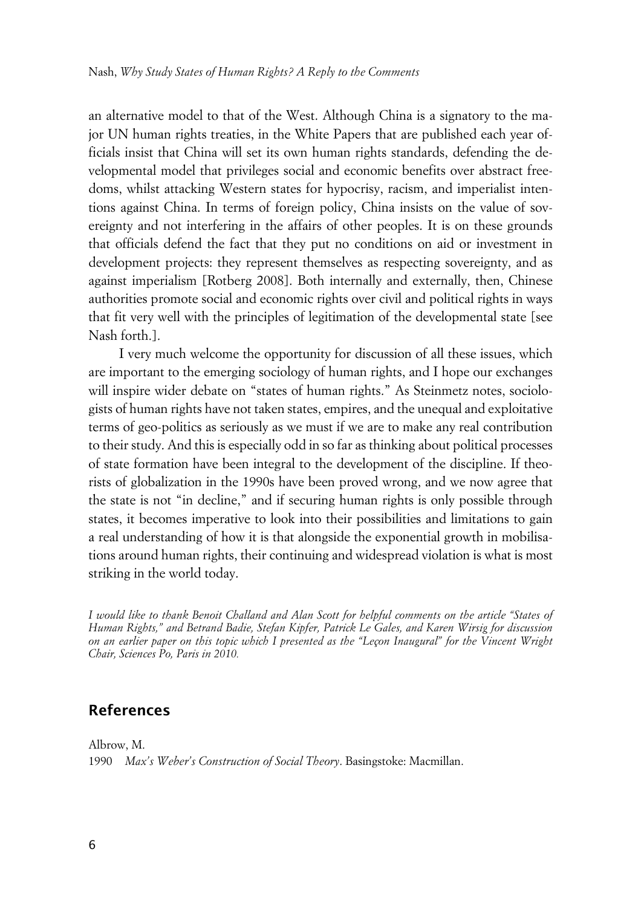an alternative model to that of the West. Although China is a signatory to the major UN human rights treaties, in the White Papers that are published each year officials insist that China will set its own human rights standards, defending the developmental model that privileges social and economic benefits over abstract freedoms, whilst attacking Western states for hypocrisy, racism, and imperialist intentions against China. In terms of foreign policy, China insists on the value of sovereignty and not interfering in the affairs of other peoples. It is on these grounds that officials defend the fact that they put no conditions on aid or investment in development projects: they represent themselves as respecting sovereignty, and as against imperialism [Rotberg 2008]. Both internally and externally, then, Chinese authorities promote social and economic rights over civil and political rights in ways that fit very well with the principles of legitimation of the developmental state [see Nash forth.].

I very much welcome the opportunity for discussion of all these issues, which are important to the emerging sociology of human rights, and I hope our exchanges will inspire wider debate on "states of human rights." As Steinmetz notes, sociologists of human rights have not taken states, empires, and the unequal and exploitative terms of geo-politics as seriously as we must if we are to make any real contribution to their study. And this is especially odd in so far as thinking about political processes of state formation have been integral to the development of the discipline. If theorists of globalization in the 1990s have been proved wrong, and we now agree that the state is not "in decline," and if securing human rights is only possible through states, it becomes imperative to look into their possibilities and limitations to gain a real understanding of how it is that alongside the exponential growth in mobilisations around human rights, their continuing and widespread violation is what is most striking in the world today.

*I would like to thank Benoit Challand and Alan Scott for helpful comments on the article "States of Human Rights," and Betrand Badie, Stefan Kipfer, Patrick Le Gales, and Karen Wirsig for discussion on an earlier paper on this topic which I presented as the "Leçon Inaugural" for the Vincent Wright Chair, Sciences Po, Paris in 2010.*

## References

Albrow, M.
1990 *Max's Weber's Construction of Social Theory*. Basingstoke: Macmillan.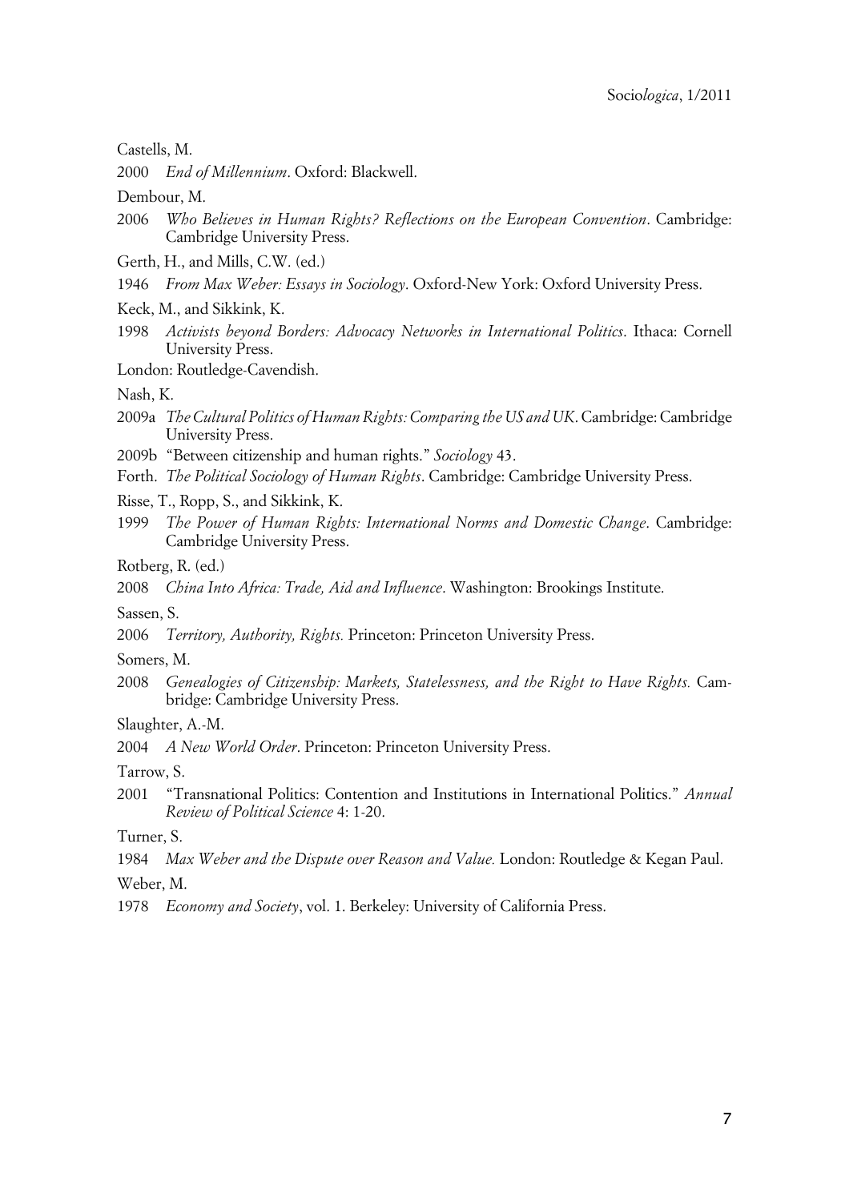Castells, M.

2000 *End of Millennium*. Oxford: Blackwell.

Dembour, M.

2006 *Who Believes in Human Rights? Reflections on the European Convention*. Cambridge: Cambridge University Press.

Gerth, H., and Mills, C.W. (ed.)

1946 *From Max Weber: Essays in Sociology*. Oxford-New York: Oxford University Press.

Keck, M., and Sikkink, K.

1998 *Activists beyond Borders: Advocacy Networks in International Politics*. Ithaca: Cornell University Press.

London: Routledge-Cavendish.

Nash, K.

2009a *The Cultural Politics of Human Rights: Comparing the US and UK*. Cambridge: Cambridge University Press.

2009b "Between citizenship and human rights." *Sociology* 43.

Forth. *The Political Sociology of Human Rights*. Cambridge: Cambridge University Press.

Risse, T., Ropp, S., and Sikkink, K.

1999 *The Power of Human Rights: International Norms and Domestic Change*. Cambridge: Cambridge University Press.

Rotberg, R. (ed.)

2008 *China Into Africa: Trade, Aid and Influence*. Washington: Brookings Institute.

Sassen, S.

2006 *Territory, Authority, Rights.* Princeton: Princeton University Press.

Somers, M.

2008 *Genealogies of Citizenship: Markets, Statelessness, and the Right to Have Rights.* Cambridge: Cambridge University Press.

Slaughter, A.-M.

2004 *A New World Order*. Princeton: Princeton University Press.

Tarrow, S.

2001 "Transnational Politics: Contention and Institutions in International Politics." *Annual Review of Political Science* 4: 1-20.

Turner, S.

1984 *Max Weber and the Dispute over Reason and Value.* London: Routledge & Kegan Paul.

Weber, M.

1978 *Economy and Society*, vol. 1. Berkeley: University of California Press.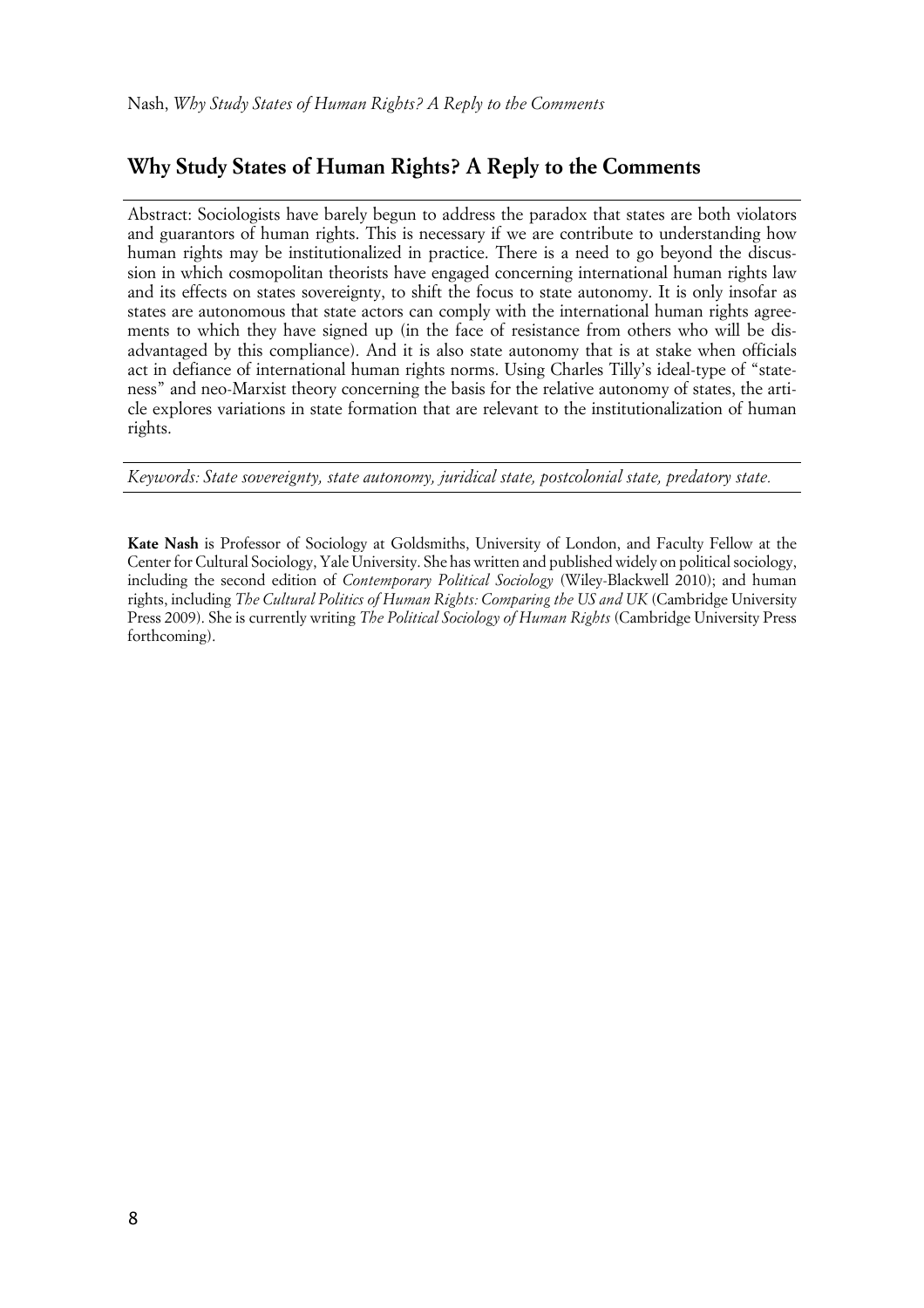## Why Study States of Human Rights? A Reply to the Comments

Abstract: Sociologists have barely begun to address the paradox that states are both violators and guarantors of human rights. This is necessary if we are contribute to understanding how human rights may be institutionalized in practice. There is a need to go beyond the discussion in which cosmopolitan theorists have engaged concerning international human rights law and its effects on states sovereignty, to shift the focus to state autonomy. It is only insofar as states are autonomous that state actors can comply with the international human rights agreements to which they have signed up (in the face of resistance from others who will be disadvantaged by this compliance). And it is also state autonomy that is at stake when officials act in defiance of international human rights norms. Using Charles Tilly's ideal-type of "stateness" and neo-Marxist theory concerning the basis for the relative autonomy of states, the article explores variations in state formation that are relevant to the institutionalization of human rights.

*Keywords: State sovereignty, state autonomy, juridical state, postcolonial state, predatory state.*

**Kate Nash** is Professor of Sociology at Goldsmiths, University of London, and Faculty Fellow at the Center for Cultural Sociology, Yale University. She has written and published widely on political sociology, including the second edition of *Contemporary Political Sociology* (Wiley-Blackwell 2010); and human rights, including *The Cultural Politics of Human Rights: Comparing the US and UK* (Cambridge University Press 2009). She is currently writing *The Political Sociology of Human Rights* (Cambridge University Press forthcoming).